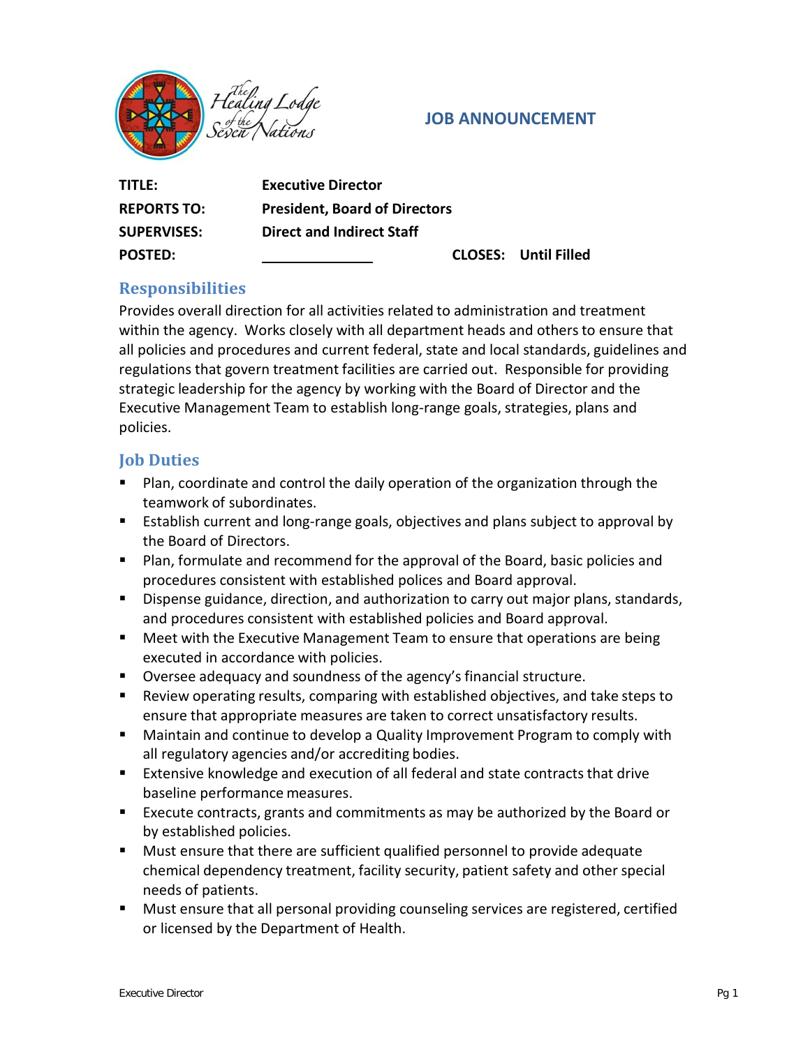The Healing Lodge of the Seven Nations

# JOB ANNOUNCEMENT

| | | | |
|---|---|---|---|
| **TITLE:** | **Executive Director** | | |
| **REPORTS TO:** | **President, Board of Directors** | | |
| **SUPERVISES:** | **Direct and Indirect Staff** | | |
| **POSTED:** | ______________ | **CLOSES:** | **Until Filled** |

## Responsibilities

Provides overall direction for all activities related to administration and treatment within the agency. Works closely with all department heads and others to ensure that all policies and procedures and current federal, state and local standards, guidelines and regulations that govern treatment facilities are carried out. Responsible for providing strategic leadership for the agency by working with the Board of Director and the Executive Management Team to establish long-range goals, strategies, plans and policies.

## Job Duties

- Plan, coordinate and control the daily operation of the organization through the teamwork of subordinates.
- Establish current and long-range goals, objectives and plans subject to approval by the Board of Directors.
- Plan, formulate and recommend for the approval of the Board, basic policies and procedures consistent with established polices and Board approval.
- Dispense guidance, direction, and authorization to carry out major plans, standards, and procedures consistent with established policies and Board approval.
- Meet with the Executive Management Team to ensure that operations are being executed in accordance with policies.
- Oversee adequacy and soundness of the agency's financial structure.
- Review operating results, comparing with established objectives, and take steps to ensure that appropriate measures are taken to correct unsatisfactory results.
- Maintain and continue to develop a Quality Improvement Program to comply with all regulatory agencies and/or accrediting bodies.
- Extensive knowledge and execution of all federal and state contracts that drive baseline performance measures.
- Execute contracts, grants and commitments as may be authorized by the Board or by established policies.
- Must ensure that there are sufficient qualified personnel to provide adequate chemical dependency treatment, facility security, patient safety and other special needs of patients.
- Must ensure that all personal providing counseling services are registered, certified or licensed by the Department of Health.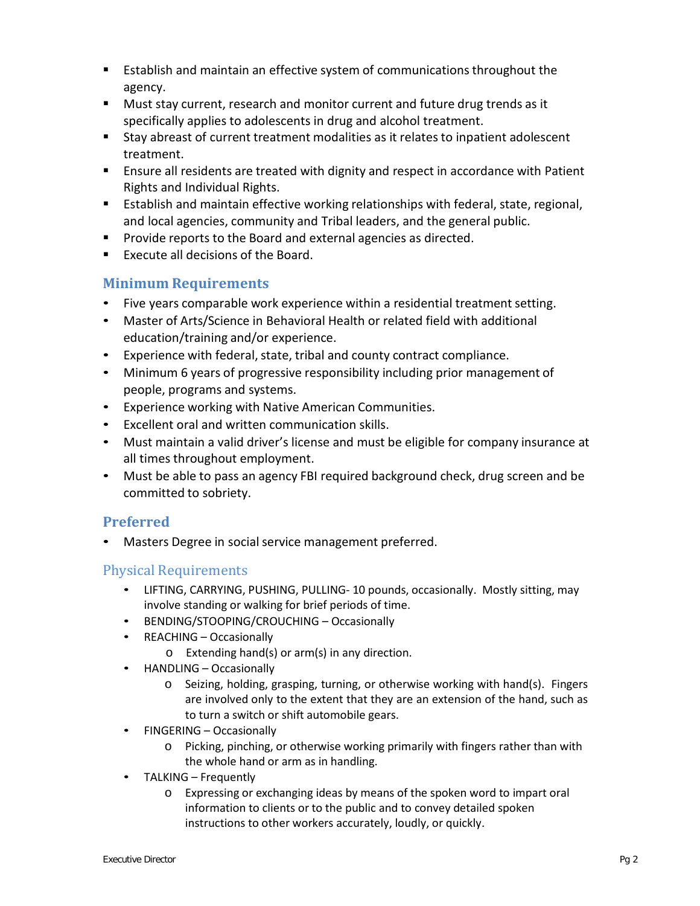- Establish and maintain an effective system of communications throughout the agency.
- Must stay current, research and monitor current and future drug trends as it specifically applies to adolescents in drug and alcohol treatment.
- Stay abreast of current treatment modalities as it relates to inpatient adolescent treatment.
- Ensure all residents are treated with dignity and respect in accordance with Patient Rights and Individual Rights.
- Establish and maintain effective working relationships with federal, state, regional, and local agencies, community and Tribal leaders, and the general public.
- Provide reports to the Board and external agencies as directed.
- Execute all decisions of the Board.

## Minimum Requirements

- Five years comparable work experience within a residential treatment setting.
- Master of Arts/Science in Behavioral Health or related field with additional education/training and/or experience.
- Experience with federal, state, tribal and county contract compliance.
- Minimum 6 years of progressive responsibility including prior management of people, programs and systems.
- Experience working with Native American Communities.
- Excellent oral and written communication skills.
- Must maintain a valid driver's license and must be eligible for company insurance at all times throughout employment.
- Must be able to pass an agency FBI required background check, drug screen and be committed to sobriety.

## Preferred

- Masters Degree in social service management preferred.

## Physical Requirements

- LIFTING, CARRYING, PUSHING, PULLING- 10 pounds, occasionally. Mostly sitting, may involve standing or walking for brief periods of time.
- BENDING/STOOPING/CROUCHING – Occasionally
- REACHING – Occasionally
  - Extending hand(s) or arm(s) in any direction.
- HANDLING – Occasionally
  - Seizing, holding, grasping, turning, or otherwise working with hand(s). Fingers are involved only to the extent that they are an extension of the hand, such as to turn a switch or shift automobile gears.
- FINGERING – Occasionally
  - Picking, pinching, or otherwise working primarily with fingers rather than with the whole hand or arm as in handling.
- TALKING – Frequently
  - Expressing or exchanging ideas by means of the spoken word to impart oral information to clients or to the public and to convey detailed spoken instructions to other workers accurately, loudly, or quickly.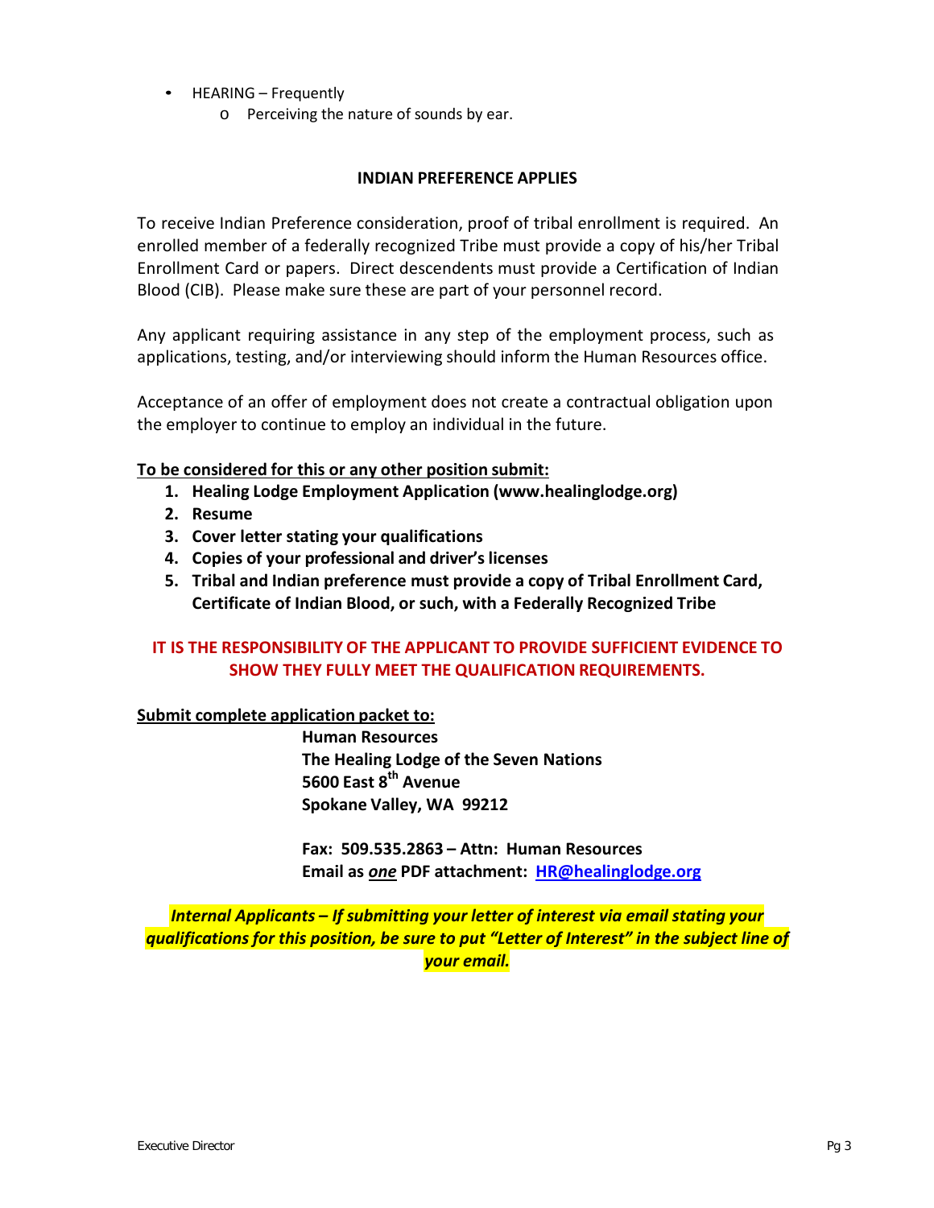- HEARING – Frequently
    - Perceiving the nature of sounds by ear.

**INDIAN PREFERENCE APPLIES**

To receive Indian Preference consideration, proof of tribal enrollment is required. An enrolled member of a federally recognized Tribe must provide a copy of his/her Tribal Enrollment Card or papers. Direct descendents must provide a Certification of Indian Blood (CIB). Please make sure these are part of your personnel record.

Any applicant requiring assistance in any step of the employment process, such as applications, testing, and/or interviewing should inform the Human Resources office.

Acceptance of an offer of employment does not create a contractual obligation upon the employer to continue to employ an individual in the future.

**To be considered for this or any other position submit:**

1. **Healing Lodge Employment Application (www.healinglodge.org)**
2. **Resume**
3. **Cover letter stating your qualifications**
4. **Copies of your professional and driver's licenses**
5. **Tribal and Indian preference must provide a copy of Tribal Enrollment Card, Certificate of Indian Blood, or such, with a Federally Recognized Tribe**

**IT IS THE RESPONSIBILITY OF THE APPLICANT TO PROVIDE SUFFICIENT EVIDENCE TO SHOW THEY FULLY MEET THE QUALIFICATION REQUIREMENTS.**

**Submit complete application packet to:**

**Human Resources**
**The Healing Lodge of the Seven Nations**
**5600 East 8th Avenue**
**Spokane Valley, WA 99212**

**Fax: 509.535.2863 – Attn: Human Resources**
**Email as *one* PDF attachment: HR@healinglodge.org**

***Internal Applicants – If submitting your letter of interest via email stating your qualifications for this position, be sure to put "Letter of Interest" in the subject line of your email.***